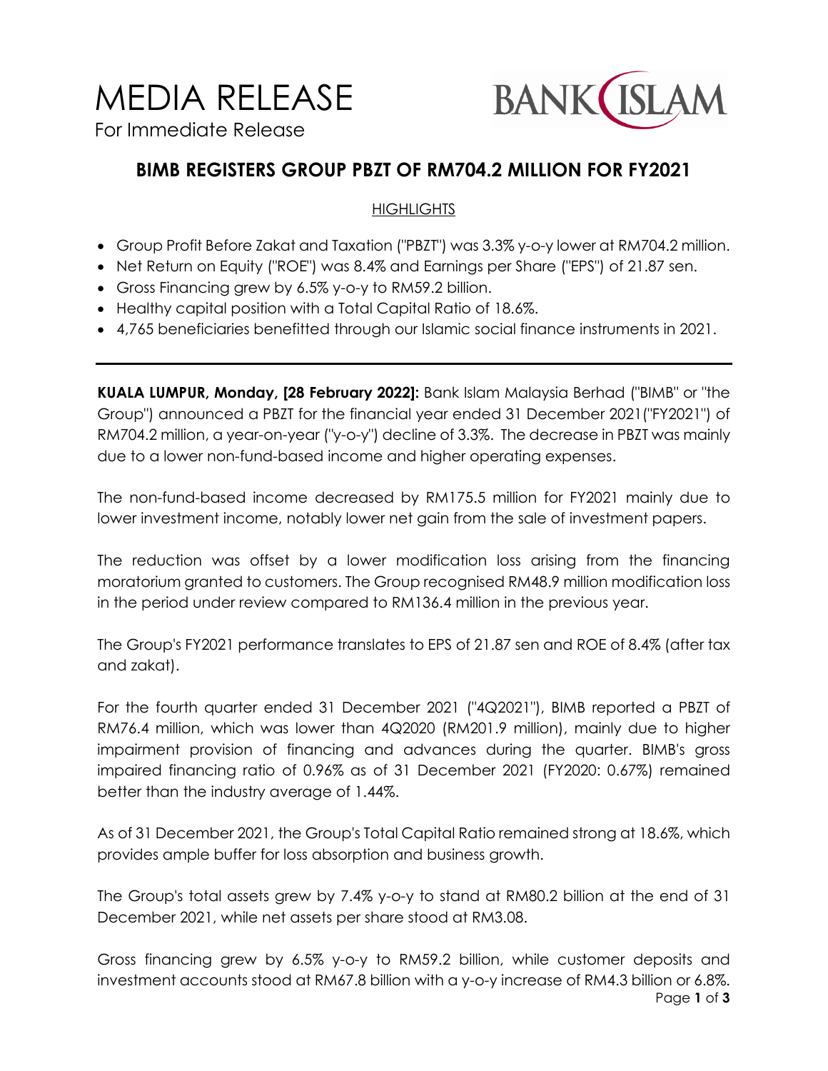# MEDIA RELEASE

For Immediate Release

BANK ISLAM

## BIMB REGISTERS GROUP PBZT OF RM704.2 MILLION FOR FY2021

HIGHLIGHTS

- Group Profit Before Zakat and Taxation ("PBZT") was 3.3% y-o-y lower at RM704.2 million.
- Net Return on Equity ("ROE") was 8.4% and Earnings per Share ("EPS") of 21.87 sen.
- Gross Financing grew by 6.5% y-o-y to RM59.2 billion.
- Healthy capital position with a Total Capital Ratio of 18.6%.
- 4,765 beneficiaries benefitted through our Islamic social finance instruments in 2021.

---

**KUALA LUMPUR, Monday, [28 February 2022]:** Bank Islam Malaysia Berhad ("BIMB" or "the Group") announced a PBZT for the financial year ended 31 December 2021("FY2021") of RM704.2 million, a year-on-year ("y-o-y") decline of 3.3%. The decrease in PBZT was mainly due to a lower non-fund-based income and higher operating expenses.

The non-fund-based income decreased by RM175.5 million for FY2021 mainly due to lower investment income, notably lower net gain from the sale of investment papers.

The reduction was offset by a lower modification loss arising from the financing moratorium granted to customers. The Group recognised RM48.9 million modification loss in the period under review compared to RM136.4 million in the previous year.

The Group's FY2021 performance translates to EPS of 21.87 sen and ROE of 8.4% (after tax and zakat).

For the fourth quarter ended 31 December 2021 ("4Q2021"), BIMB reported a PBZT of RM76.4 million, which was lower than 4Q2020 (RM201.9 million), mainly due to higher impairment provision of financing and advances during the quarter. BIMB's gross impaired financing ratio of 0.96% as of 31 December 2021 (FY2020: 0.67%) remained better than the industry average of 1.44%.

As of 31 December 2021, the Group's Total Capital Ratio remained strong at 18.6%, which provides ample buffer for loss absorption and business growth.

The Group's total assets grew by 7.4% y-o-y to stand at RM80.2 billion at the end of 31 December 2021, while net assets per share stood at RM3.08.

Gross financing grew by 6.5% y-o-y to RM59.2 billion, while customer deposits and investment accounts stood at RM67.8 billion with a y-o-y increase of RM4.3 billion or 6.8%.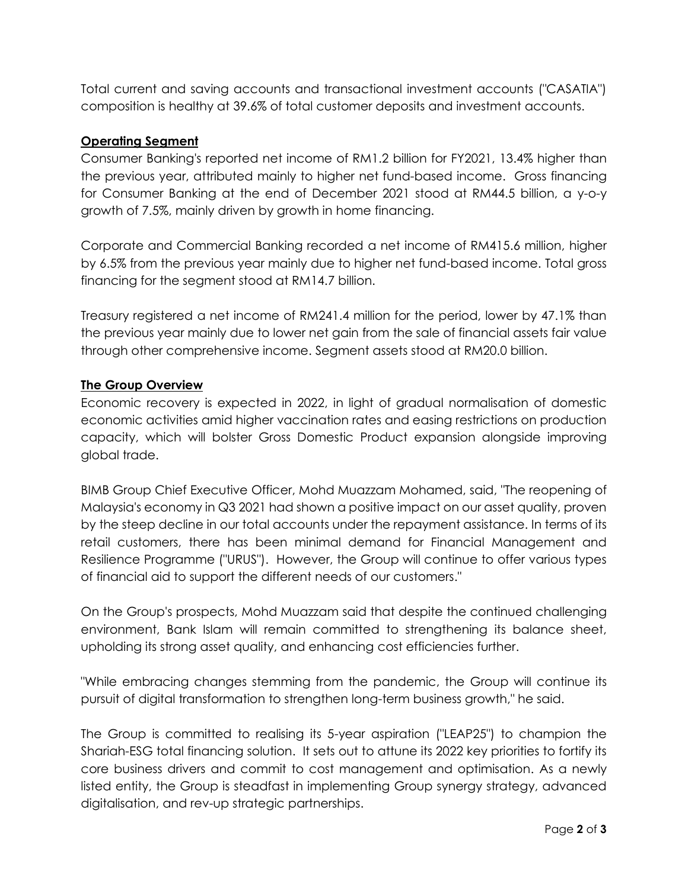Total current and saving accounts and transactional investment accounts ("CASATIA") composition is healthy at 39.6% of total customer deposits and investment accounts.

**Operating Segment**

Consumer Banking's reported net income of RM1.2 billion for FY2021, 13.4% higher than the previous year, attributed mainly to higher net fund-based income. Gross financing for Consumer Banking at the end of December 2021 stood at RM44.5 billion, a y-o-y growth of 7.5%, mainly driven by growth in home financing.

Corporate and Commercial Banking recorded a net income of RM415.6 million, higher by 6.5% from the previous year mainly due to higher net fund-based income. Total gross financing for the segment stood at RM14.7 billion.

Treasury registered a net income of RM241.4 million for the period, lower by 47.1% than the previous year mainly due to lower net gain from the sale of financial assets fair value through other comprehensive income. Segment assets stood at RM20.0 billion.

**The Group Overview**

Economic recovery is expected in 2022, in light of gradual normalisation of domestic economic activities amid higher vaccination rates and easing restrictions on production capacity, which will bolster Gross Domestic Product expansion alongside improving global trade.

BIMB Group Chief Executive Officer, Mohd Muazzam Mohamed, said, "The reopening of Malaysia's economy in Q3 2021 had shown a positive impact on our asset quality, proven by the steep decline in our total accounts under the repayment assistance. In terms of its retail customers, there has been minimal demand for Financial Management and Resilience Programme ("URUS"). However, the Group will continue to offer various types of financial aid to support the different needs of our customers."

On the Group's prospects, Mohd Muazzam said that despite the continued challenging environment, Bank Islam will remain committed to strengthening its balance sheet, upholding its strong asset quality, and enhancing cost efficiencies further.

"While embracing changes stemming from the pandemic, the Group will continue its pursuit of digital transformation to strengthen long-term business growth," he said.

The Group is committed to realising its 5-year aspiration ("LEAP25") to champion the Shariah-ESG total financing solution. It sets out to attune its 2022 key priorities to fortify its core business drivers and commit to cost management and optimisation. As a newly listed entity, the Group is steadfast in implementing Group synergy strategy, advanced digitalisation, and rev-up strategic partnerships.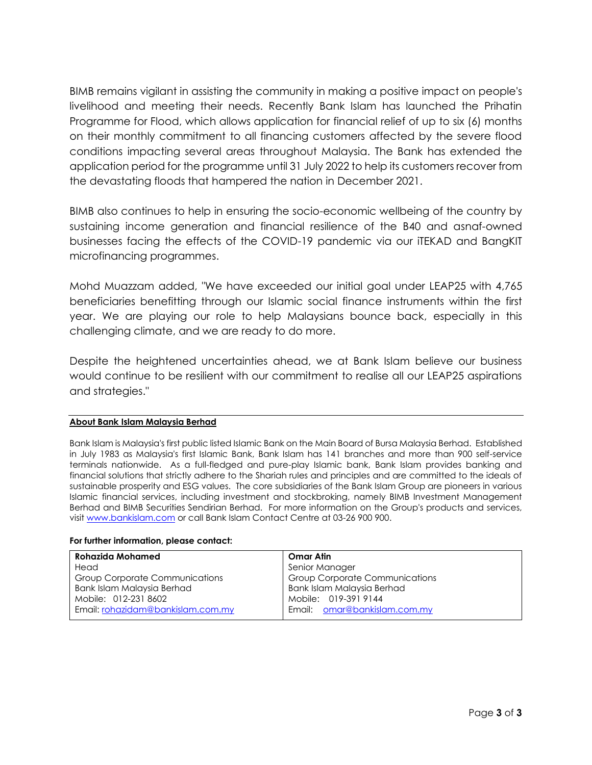BIMB remains vigilant in assisting the community in making a positive impact on people's livelihood and meeting their needs. Recently Bank Islam has launched the Prihatin Programme for Flood, which allows application for financial relief of up to six (6) months on their monthly commitment to all financing customers affected by the severe flood conditions impacting several areas throughout Malaysia. The Bank has extended the application period for the programme until 31 July 2022 to help its customers recover from the devastating floods that hampered the nation in December 2021.

BIMB also continues to help in ensuring the socio-economic wellbeing of the country by sustaining income generation and financial resilience of the B40 and asnaf-owned businesses facing the effects of the COVID-19 pandemic via our iTEKAD and BangKIT microfinancing programmes.

Mohd Muazzam added, "We have exceeded our initial goal under LEAP25 with 4,765 beneficiaries benefitting through our Islamic social finance instruments within the first year. We are playing our role to help Malaysians bounce back, especially in this challenging climate, and we are ready to do more.

Despite the heightened uncertainties ahead, we at Bank Islam believe our business would continue to be resilient with our commitment to realise all our LEAP25 aspirations and strategies."

---

**About Bank Islam Malaysia Berhad**

Bank Islam is Malaysia's first public listed Islamic Bank on the Main Board of Bursa Malaysia Berhad. Established in July 1983 as Malaysia's first Islamic Bank, Bank Islam has 141 branches and more than 900 self-service terminals nationwide. As a full-fledged and pure-play Islamic bank, Bank Islam provides banking and financial solutions that strictly adhere to the Shariah rules and principles and are committed to the ideals of sustainable prosperity and ESG values. The core subsidiaries of the Bank Islam Group are pioneers in various Islamic financial services, including investment and stockbroking, namely BIMB Investment Management Berhad and BIMB Securities Sendirian Berhad. For more information on the Group's products and services, visit www.bankislam.com or call Bank Islam Contact Centre at 03-26 900 900.

**For further information, please contact:**

| | |
|---|---|
| **Rohazida Mohamed**<br>Head<br>Group Corporate Communications<br>Bank Islam Malaysia Berhad<br>Mobile: 012-231 8602<br>Email: rohazidam@bankislam.com.my | **Omar Atin**<br>Senior Manager<br>Group Corporate Communications<br>Bank Islam Malaysia Berhad<br>Mobile: 019-391 9144<br>Email: omar@bankislam.com.my |